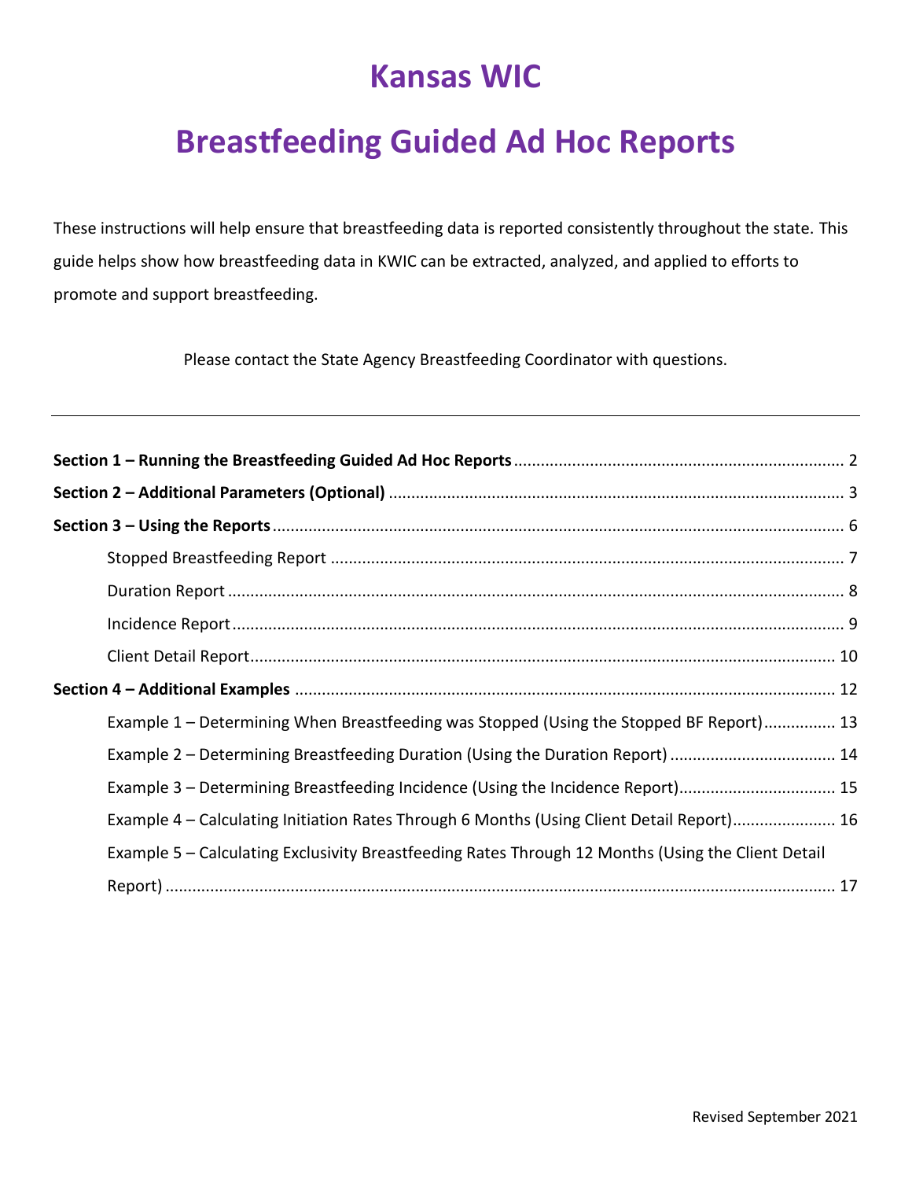# Kansas WIC

# Breastfeeding Guided Ad Hoc Reports

These instructions will help ensure that breastfeeding data is reported consistently throughout the state. This guide helps show how breastfeeding data in KWIC can be extracted, analyzed, and applied to efforts to promote and support breastfeeding.

Please contact the State Agency Breastfeeding Coordinator with questions.

---

**Section 1 – Running the Breastfeeding Guided Ad Hoc Reports** ........ 2

**Section 2 – Additional Parameters (Optional)** ........ 3

**Section 3 – Using the Reports** ........ 6

- Stopped Breastfeeding Report ........ 7
- Duration Report ........ 8
- Incidence Report ........ 9
- Client Detail Report ........ 10

**Section 4 – Additional Examples** ........ 12

- Example 1 – Determining When Breastfeeding was Stopped (Using the Stopped BF Report) ........ 13
- Example 2 – Determining Breastfeeding Duration (Using the Duration Report) ........ 14
- Example 3 – Determining Breastfeeding Incidence (Using the Incidence Report) ........ 15
- Example 4 – Calculating Initiation Rates Through 6 Months (Using Client Detail Report) ........ 16
- Example 5 – Calculating Exclusivity Breastfeeding Rates Through 12 Months (Using the Client Detail Report) ........ 17

Revised September 2021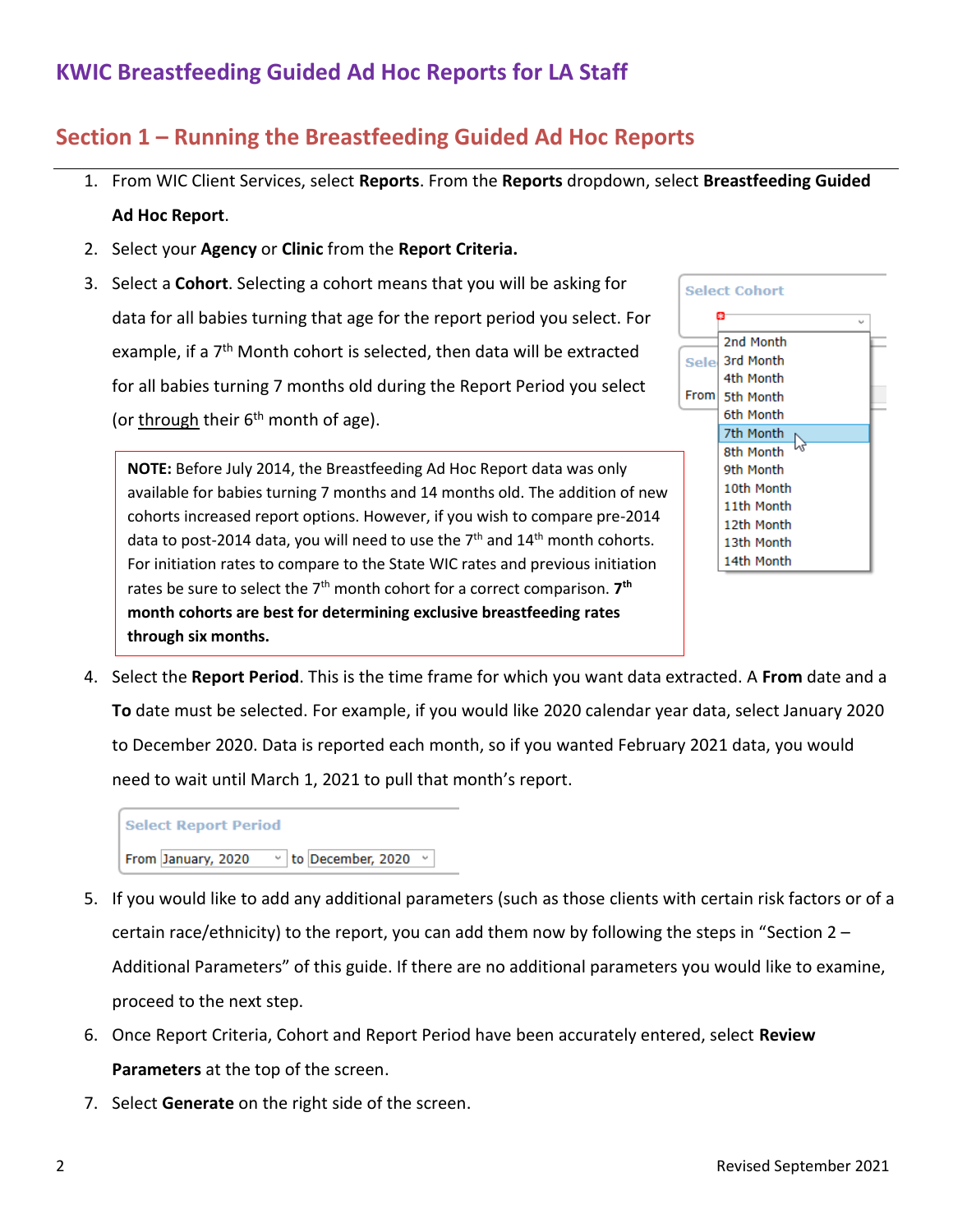## KWIC Breastfeeding Guided Ad Hoc Reports for LA Staff

## Section 1 – Running the Breastfeeding Guided Ad Hoc Reports

1. From WIC Client Services, select **Reports**. From the **Reports** dropdown, select **Breastfeeding Guided Ad Hoc Report**.
2. Select your **Agency** or **Clinic** from the **Report Criteria.**
3. Select a **Cohort**. Selecting a cohort means that you will be asking for data for all babies turning that age for the report period you select. For example, if a 7th Month cohort is selected, then data will be extracted for all babies turning 7 months old during the Report Period you select (or through their 6th month of age).

   **NOTE:** Before July 2014, the Breastfeeding Ad Hoc Report data was only available for babies turning 7 months and 14 months old. The addition of new cohorts increased report options. However, if you wish to compare pre-2014 data to post-2014 data, you will need to use the 7th and 14th month cohorts. For initiation rates to compare to the State WIC rates and previous initiation rates be sure to select the 7th month cohort for a correct comparison. **7th month cohorts are best for determining exclusive breastfeeding rates through six months.**

4. Select the **Report Period**. This is the time frame for which you want data extracted. A **From** date and a **To** date must be selected. For example, if you would like 2020 calendar year data, select January 2020 to December 2020. Data is reported each month, so if you wanted February 2021 data, you would need to wait until March 1, 2021 to pull that month's report.
5. If you would like to add any additional parameters (such as those clients with certain risk factors or of a certain race/ethnicity) to the report, you can add them now by following the steps in "Section 2 – Additional Parameters" of this guide. If there are no additional parameters you would like to examine, proceed to the next step.
6. Once Report Criteria, Cohort and Report Period have been accurately entered, select **Review Parameters** at the top of the screen.
7. Select **Generate** on the right side of the screen.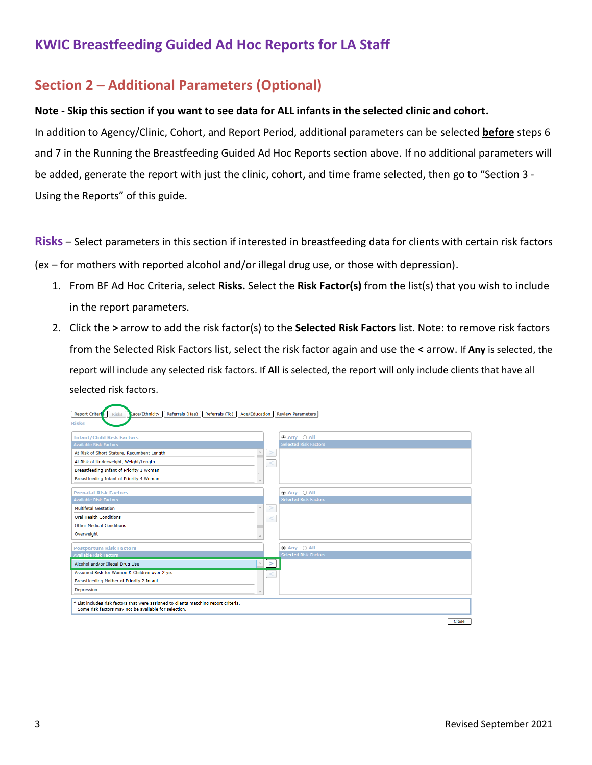## KWIC Breastfeeding Guided Ad Hoc Reports for LA Staff

## Section 2 – Additional Parameters (Optional)

**Note - Skip this section if you want to see data for ALL infants in the selected clinic and cohort.**

In addition to Agency/Clinic, Cohort, and Report Period, additional parameters can be selected **before** steps 6 and 7 in the Running the Breastfeeding Guided Ad Hoc Reports section above. If no additional parameters will be added, generate the report with just the clinic, cohort, and time frame selected, then go to "Section 3 - Using the Reports" of this guide.

---

**Risks** – Select parameters in this section if interested in breastfeeding data for clients with certain risk factors (ex – for mothers with reported alcohol and/or illegal drug use, or those with depression).

1. From BF Ad Hoc Criteria, select **Risks.** Select the **Risk Factor(s)** from the list(s) that you wish to include in the report parameters.
2. Click the **>** arrow to add the risk factor(s) to the **Selected Risk Factors** list. Note: to remove risk factors from the Selected Risk Factors list, select the risk factor again and use the **<** arrow. If **Any** is selected, the report will include any selected risk factors. If **All** is selected, the report will only include clients that have all selected risk factors.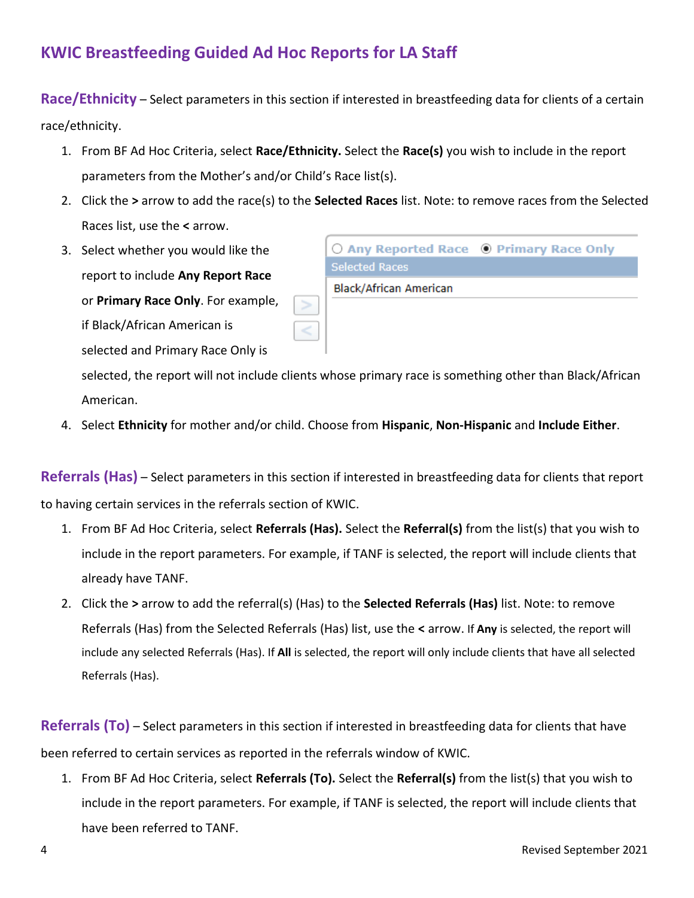# KWIC Breastfeeding Guided Ad Hoc Reports for LA Staff

**Race/Ethnicity** – Select parameters in this section if interested in breastfeeding data for clients of a certain race/ethnicity.

1. From BF Ad Hoc Criteria, select **Race/Ethnicity.** Select the **Race(s)** you wish to include in the report parameters from the Mother's and/or Child's Race list(s).
2. Click the **>** arrow to add the race(s) to the **Selected Races** list. Note: to remove races from the Selected Races list, use the **<** arrow.
3. Select whether you would like the report to include **Any Report Race** or **Primary Race Only**. For example, if Black/African American is selected and Primary Race Only is selected, the report will not include clients whose primary race is something other than Black/African American.
4. Select **Ethnicity** for mother and/or child. Choose from **Hispanic**, **Non-Hispanic** and **Include Either**.

**Referrals (Has)** – Select parameters in this section if interested in breastfeeding data for clients that report to having certain services in the referrals section of KWIC.

1. From BF Ad Hoc Criteria, select **Referrals (Has).** Select the **Referral(s)** from the list(s) that you wish to include in the report parameters. For example, if TANF is selected, the report will include clients that already have TANF.
2. Click the **>** arrow to add the referral(s) (Has) to the **Selected Referrals (Has)** list. Note: to remove Referrals (Has) from the Selected Referrals (Has) list, use the **<** arrow. If **Any** is selected, the report will include any selected Referrals (Has). If **All** is selected, the report will only include clients that have all selected Referrals (Has).

**Referrals (To)** – Select parameters in this section if interested in breastfeeding data for clients that have been referred to certain services as reported in the referrals window of KWIC.

1. From BF Ad Hoc Criteria, select **Referrals (To).** Select the **Referral(s)** from the list(s) that you wish to include in the report parameters. For example, if TANF is selected, the report will include clients that have been referred to TANF.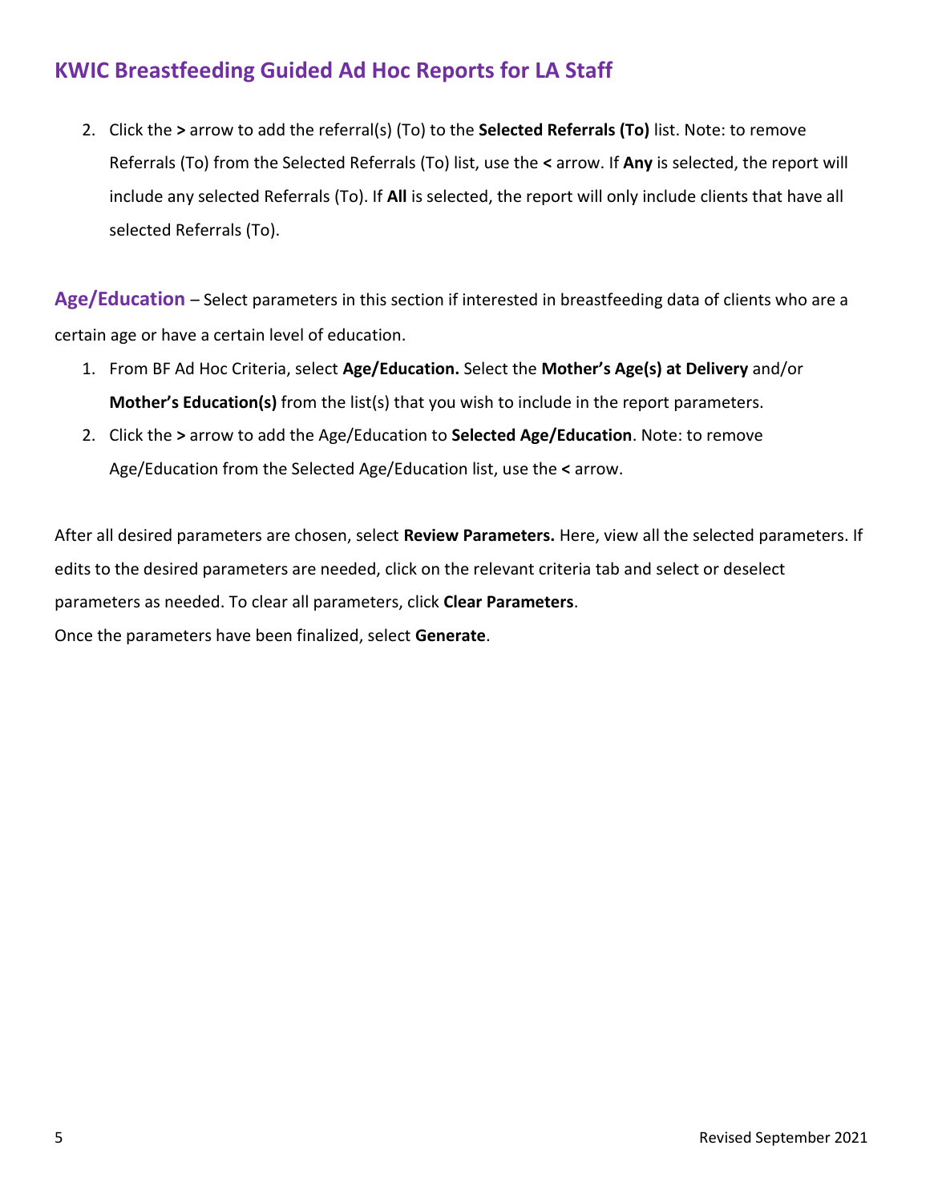2. Click the **>** arrow to add the referral(s) (To) to the **Selected Referrals (To)** list. Note: to remove Referrals (To) from the Selected Referrals (To) list, use the **<** arrow. If **Any** is selected, the report will include any selected Referrals (To). If **All** is selected, the report will only include clients that have all selected Referrals (To).

**Age/Education** – Select parameters in this section if interested in breastfeeding data of clients who are a certain age or have a certain level of education.

1. From BF Ad Hoc Criteria, select **Age/Education.** Select the **Mother's Age(s) at Delivery** and/or **Mother's Education(s)** from the list(s) that you wish to include in the report parameters.
2. Click the **>** arrow to add the Age/Education to **Selected Age/Education**. Note: to remove Age/Education from the Selected Age/Education list, use the **<** arrow.

After all desired parameters are chosen, select **Review Parameters.** Here, view all the selected parameters. If edits to the desired parameters are needed, click on the relevant criteria tab and select or deselect parameters as needed. To clear all parameters, click **Clear Parameters**.

Once the parameters have been finalized, select **Generate**.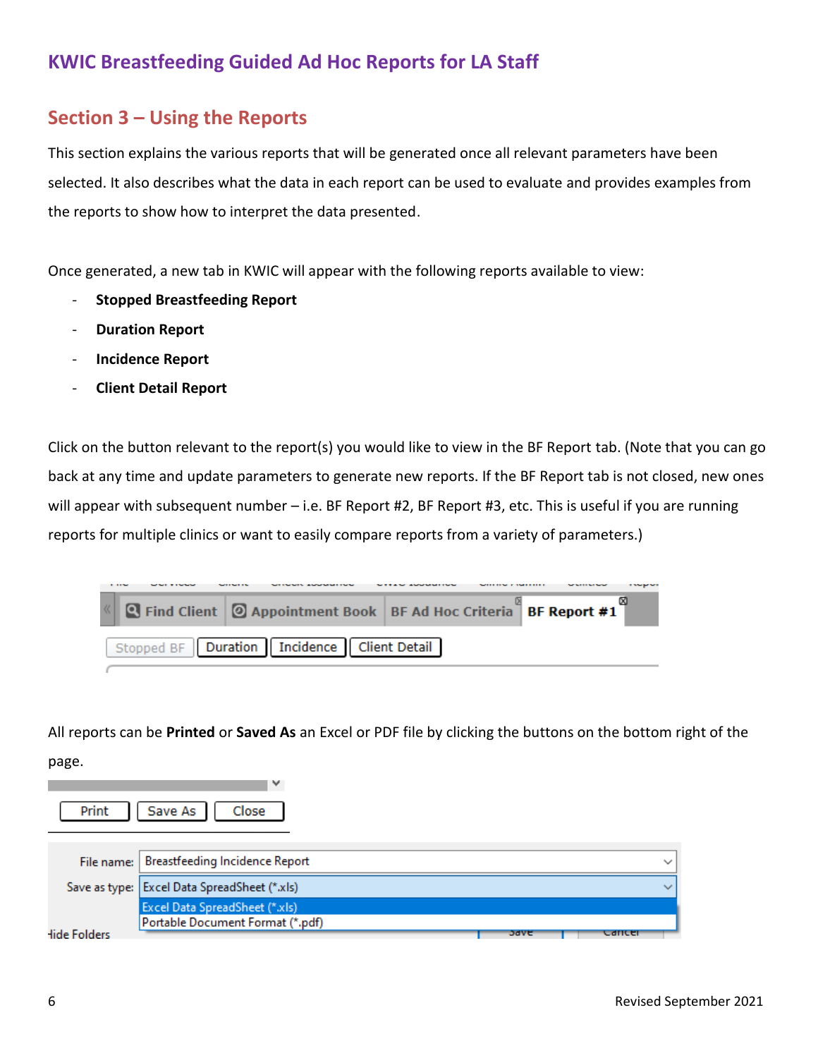# KWIC Breastfeeding Guided Ad Hoc Reports for LA Staff

## Section 3 – Using the Reports

This section explains the various reports that will be generated once all relevant parameters have been selected. It also describes what the data in each report can be used to evaluate and provides examples from the reports to show how to interpret the data presented.

Once generated, a new tab in KWIC will appear with the following reports available to view:

- **Stopped Breastfeeding Report**
- **Duration Report**
- **Incidence Report**
- **Client Detail Report**

Click on the button relevant to the report(s) you would like to view in the BF Report tab. (Note that you can go back at any time and update parameters to generate new reports. If the BF Report tab is not closed, new ones will appear with subsequent number – i.e. BF Report #2, BF Report #3, etc. This is useful if you are running reports for multiple clinics or want to easily compare reports from a variety of parameters.)

All reports can be **Printed** or **Saved As** an Excel or PDF file by clicking the buttons on the bottom right of the page.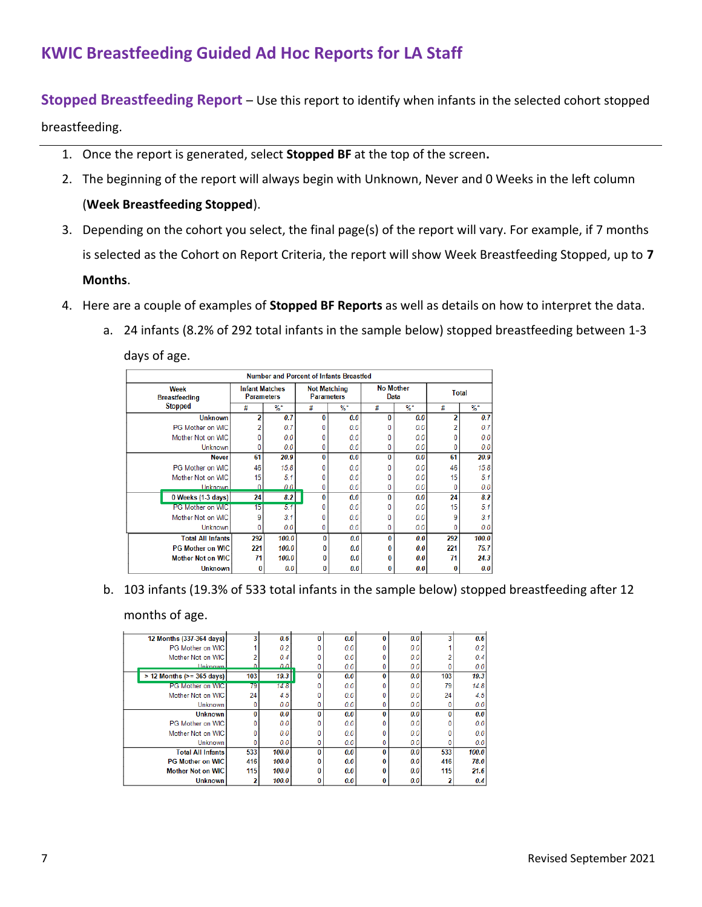## KWIC Breastfeeding Guided Ad Hoc Reports for LA Staff

### Stopped Breastfeeding Report – Use this report to identify when infants in the selected cohort stopped breastfeeding.

1. Once the report is generated, select **Stopped BF** at the top of the screen**.**
2. The beginning of the report will always begin with Unknown, Never and 0 Weeks in the left column (**Week Breastfeeding Stopped**).
3. Depending on the cohort you select, the final page(s) of the report will vary. For example, if 7 months is selected as the Cohort on Report Criteria, the report will show Week Breastfeeding Stopped, up to **7 Months**.
4. Here are a couple of examples of **Stopped BF Reports** as well as details on how to interpret the data.
   a. 24 infants (8.2% of 292 total infants in the sample below) stopped breastfeeding between 1-3 days of age.

| Week Breastfeeding Stopped | Infant Matches Parameters | | Not Matching Parameters | | No Mother Data | | Total | |
|---|---|---|---|---|---|---|---|---|
| | # | %* | # | %* | # | %* | # | %* |
| **Unknown** | **2** | **0.7** | **0** | **0.0** | **0** | **0.0** | **2** | **0.7** |
| PG Mother on WIC | 2 | 0.7 | 0 | 0.0 | 0 | 0.0 | 2 | 0.7 |
| Mother Not on WIC | 0 | 0.0 | 0 | 0.0 | 0 | 0.0 | 0 | 0.0 |
| Unknown | 0 | 0.0 | 0 | 0.0 | 0 | 0.0 | 0 | 0.0 |
| **Never** | **61** | **20.9** | **0** | **0.0** | **0** | **0.0** | **61** | **20.9** |
| PG Mother on WIC | 46 | 15.8 | 0 | 0.0 | 0 | 0.0 | 46 | 15.8 |
| Mother Not on WIC | 15 | 5.1 | 0 | 0.0 | 0 | 0.0 | 15 | 5.1 |
| Unknown | 0 | 0.0 | 0 | 0.0 | 0 | 0.0 | 0 | 0.0 |
| **0 Weeks (1-3 days)** | **24** | **8.2** | **0** | **0.0** | **0** | **0.0** | **24** | **8.2** |
| PG Mother on WIC | 15 | 5.1 | 0 | 0.0 | 0 | 0.0 | 15 | 5.1 |
| Mother Not on WIC | 9 | 3.1 | 0 | 0.0 | 0 | 0.0 | 9 | 3.1 |
| Unknown | 0 | 0.0 | 0 | 0.0 | 0 | 0.0 | 0 | 0.0 |
| **Total All Infants** | **292** | **100.0** | **0** | **0.0** | **0** | **0.0** | **292** | **100.0** |
| **PG Mother on WIC** | **221** | **100.0** | **0** | **0.0** | **0** | **0.0** | **221** | **75.7** |
| **Mother Not on WIC** | **71** | **100.0** | **0** | **0.0** | **0** | **0.0** | **71** | **24.3** |
| **Unknown** | **0** | **0.0** | **0** | **0.0** | **0** | **0.0** | **0** | **0.0** |

   b. 103 infants (19.3% of 533 total infants in the sample below) stopped breastfeeding after 12 months of age.

| Week Breastfeeding Stopped | Infant Matches Parameters # | %* | Not Matching Parameters # | %* | No Mother Data # | %* | Total # | %* |
|---|---|---|---|---|---|---|---|---|
| **12 Months (337-364 days)** | **3** | **0.6** | **0** | **0.0** | **0** | **0.0** | **3** | **0.6** |
| PG Mother on WIC | 1 | 0.2 | 0 | 0.0 | 0 | 0.0 | 1 | 0.2 |
| Mother Not on WIC | 2 | 0.4 | 0 | 0.0 | 0 | 0.0 | 2 | 0.4 |
| Unknown | 0 | 0.0 | 0 | 0.0 | 0 | 0.0 | 0 | 0.0 |
| **> 12 Months (>= 365 days)** | **103** | **19.3** | **0** | **0.0** | **0** | **0.0** | **103** | **19.3** |
| PG Mother on WIC | 79 | 14.8 | 0 | 0.0 | 0 | 0.0 | 79 | 14.8 |
| Mother Not on WIC | 24 | 4.5 | 0 | 0.0 | 0 | 0.0 | 24 | 4.5 |
| Unknown | 0 | 0.0 | 0 | 0.0 | 0 | 0.0 | 0 | 0.0 |
| **Unknown** | **0** | **0.0** | **0** | **0.0** | **0** | **0.0** | **0** | **0.0** |
| PG Mother on WIC | 0 | 0.0 | 0 | 0.0 | 0 | 0.0 | 0 | 0.0 |
| Mother Not on WIC | 0 | 0.0 | 0 | 0.0 | 0 | 0.0 | 0 | 0.0 |
| Unknown | 0 | 0.0 | 0 | 0.0 | 0 | 0.0 | 0 | 0.0 |
| **Total All Infants** | **533** | **100.0** | **0** | **0.0** | **0** | **0.0** | **533** | **100.0** |
| **PG Mother on WIC** | **416** | **100.0** | **0** | **0.0** | **0** | **0.0** | **416** | **78.0** |
| **Mother Not on WIC** | **115** | **100.0** | **0** | **0.0** | **0** | **0.0** | **115** | **21.6** |
| **Unknown** | **2** | **100.0** | **0** | **0.0** | **0** | **0.0** | **2** | **0.4** |

Revised September 2021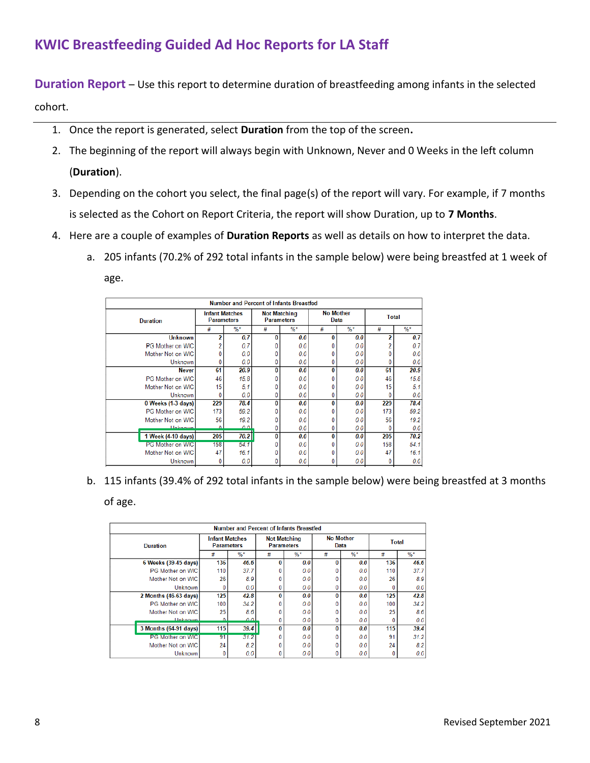# KWIC Breastfeeding Guided Ad Hoc Reports for LA Staff

**Duration Report** – Use this report to determine duration of breastfeeding among infants in the selected cohort.

1. Once the report is generated, select **Duration** from the top of the screen**.**
2. The beginning of the report will always begin with Unknown, Never and 0 Weeks in the left column (**Duration**).
3. Depending on the cohort you select, the final page(s) of the report will vary. For example, if 7 months is selected as the Cohort on Report Criteria, the report will show Duration, up to **7 Months**.
4. Here are a couple of examples of **Duration Reports** as well as details on how to interpret the data.
   a. 205 infants (70.2% of 292 total infants in the sample below) were being breastfed at 1 week of age.

| Number and Percent of Infants Breastfed | | | | | | | | |
|---|---|---|---|---|---|---|---|---|
| Duration | Infant Matches Parameters | | Not Matching Parameters | | No Mother Data | | Total | |
| | # | %* | # | %* | # | %* | # | %* |
| **Unknown** | **2** | **0.7** | **0** | **0.0** | **0** | **0.0** | **2** | **0.7** |
| PG Mother on WIC | 2 | 0.7 | 0 | 0.0 | 0 | 0.0 | 2 | 0.7 |
| Mother Not on WIC | 0 | 0.0 | 0 | 0.0 | 0 | 0.0 | 0 | 0.0 |
| Unknown | 0 | 0.0 | 0 | 0.0 | 0 | 0.0 | 0 | 0.0 |
| **Never** | **61** | **20.9** | **0** | **0.0** | **0** | **0.0** | **61** | **20.9** |
| PG Mother on WIC | 46 | 15.8 | 0 | 0.0 | 0 | 0.0 | 46 | 15.8 |
| Mother Not on WIC | 15 | 5.1 | 0 | 0.0 | 0 | 0.0 | 15 | 5.1 |
| Unknown | 0 | 0.0 | 0 | 0.0 | 0 | 0.0 | 0 | 0.0 |
| **0 Weeks (1-3 days)** | **229** | **78.4** | **0** | **0.0** | **0** | **0.0** | **229** | **78.4** |
| PG Mother on WIC | 173 | 59.2 | 0 | 0.0 | 0 | 0.0 | 173 | 59.2 |
| Mother Not on WIC | 56 | 19.2 | 0 | 0.0 | 0 | 0.0 | 56 | 19.2 |
| Unknown | 0 | 0.0 | 0 | 0.0 | 0 | 0.0 | 0 | 0.0 |
| **1 Week (4-10 days)** | **205** | **70.2** | **0** | **0.0** | **0** | **0.0** | **205** | **70.2** |
| PG Mother on WIC | 158 | 54.1 | 0 | 0.0 | 0 | 0.0 | 158 | 54.1 |
| Mother Not on WIC | 47 | 16.1 | 0 | 0.0 | 0 | 0.0 | 47 | 16.1 |
| Unknown | 0 | 0.0 | 0 | 0.0 | 0 | 0.0 | 0 | 0.0 |

   b. 115 infants (39.4% of 292 total infants in the sample below) were being breastfed at 3 months of age.

| Number and Percent of Infants Breastfed | | | | | | | | |
|---|---|---|---|---|---|---|---|---|
| Duration | Infant Matches Parameters | | Not Matching Parameters | | No Mother Data | | Total | |
| | # | %* | # | %* | # | %* | # | %* |
| **6 Weeks (39-45 days)** | **136** | **46.6** | **0** | **0.0** | **0** | **0.0** | **136** | **46.6** |
| PG Mother on WIC | 110 | 37.7 | 0 | 0.0 | 0 | 0.0 | 110 | 37.7 |
| Mother Not on WIC | 26 | 8.9 | 0 | 0.0 | 0 | 0.0 | 26 | 8.9 |
| Unknown | 0 | 0.0 | 0 | 0.0 | 0 | 0.0 | 0 | 0.0 |
| **2 Months (46-63 days)** | **125** | **42.8** | **0** | **0.0** | **0** | **0.0** | **125** | **42.8** |
| PG Mother on WIC | 100 | 34.2 | 0 | 0.0 | 0 | 0.0 | 100 | 34.2 |
| Mother Not on WIC | 25 | 8.6 | 0 | 0.0 | 0 | 0.0 | 25 | 8.6 |
| Unknown | 0 | 0.0 | 0 | 0.0 | 0 | 0.0 | 0 | 0.0 |
| **3 Months (64-91 days)** | **115** | **39.4** | **0** | **0.0** | **0** | **0.0** | **115** | **39.4** |
| PG Mother on WIC | 91 | 31.2 | 0 | 0.0 | 0 | 0.0 | 91 | 31.2 |
| Mother Not on WIC | 24 | 8.2 | 0 | 0.0 | 0 | 0.0 | 24 | 8.2 |
| Unknown | 0 | 0.0 | 0 | 0.0 | 0 | 0.0 | 0 | 0.0 |

Revised September 2021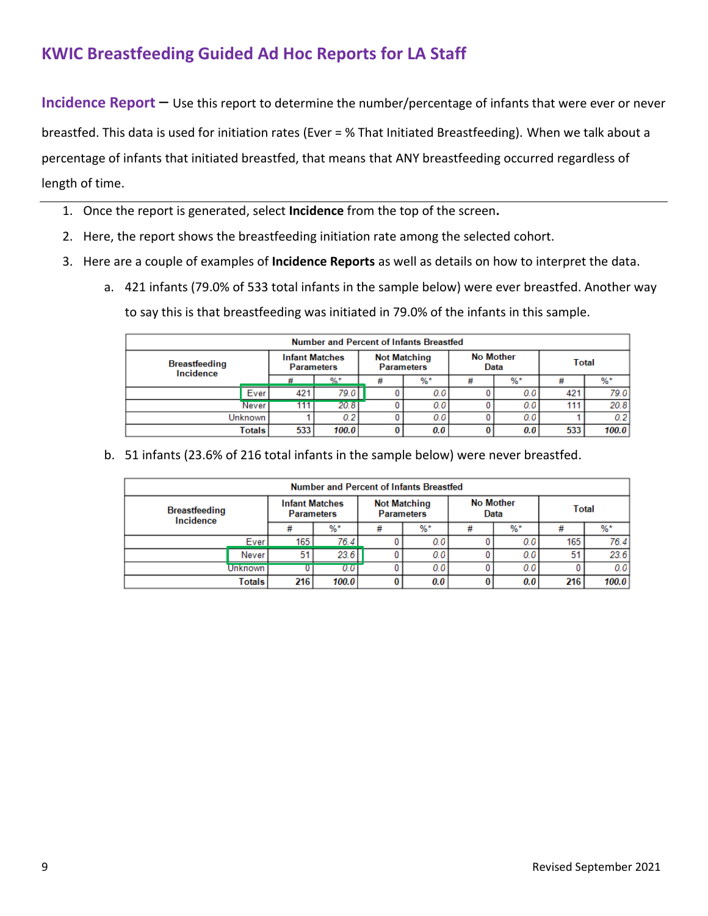## KWIC Breastfeeding Guided Ad Hoc Reports for LA Staff

**Incidence Report** – Use this report to determine the number/percentage of infants that were ever or never breastfed. This data is used for initiation rates (Ever = % That Initiated Breastfeeding). When we talk about a percentage of infants that initiated breastfed, that means that ANY breastfeeding occurred regardless of length of time.

1. Once the report is generated, select **Incidence** from the top of the screen**.**
2. Here, the report shows the breastfeeding initiation rate among the selected cohort.
3. Here are a couple of examples of **Incidence Reports** as well as details on how to interpret the data.
   a. 421 infants (79.0% of 533 total infants in the sample below) were ever breastfed. Another way to say this is that breastfeeding was initiated in 79.0% of the infants in this sample.

| Number and Percent of Infants Breastfed | | | | | | | | |
|---|---|---|---|---|---|---|---|---|
| Breastfeeding Incidence | Infant Matches Parameters | | Not Matching Parameters | | No Mother Data | | Total | |
| | # | %* | # | %* | # | %* | # | %* |
| Ever | 421 | 79.0 | 0 | 0.0 | 0 | 0.0 | 421 | 79.0 |
| Never | 111 | 20.8 | 0 | 0.0 | 0 | 0.0 | 111 | 20.8 |
| Unknown | 1 | 0.2 | 0 | 0.0 | 0 | 0.0 | 1 | 0.2 |
| **Totals** | **533** | **100.0** | **0** | **0.0** | **0** | **0.0** | **533** | **100.0** |

   b. 51 infants (23.6% of 216 total infants in the sample below) were never breastfed.

| Number and Percent of Infants Breastfed | | | | | | | | |
|---|---|---|---|---|---|---|---|---|
| Breastfeeding Incidence | Infant Matches Parameters | | Not Matching Parameters | | No Mother Data | | Total | |
| | # | %* | # | %* | # | %* | # | %* |
| Ever | 165 | 76.4 | 0 | 0.0 | 0 | 0.0 | 165 | 76.4 |
| Never | 51 | 23.6 | 0 | 0.0 | 0 | 0.0 | 51 | 23.6 |
| Unknown | 0 | 0.0 | 0 | 0.0 | 0 | 0.0 | 0 | 0.0 |
| **Totals** | **216** | **100.0** | **0** | **0.0** | **0** | **0.0** | **216** | **100.0** |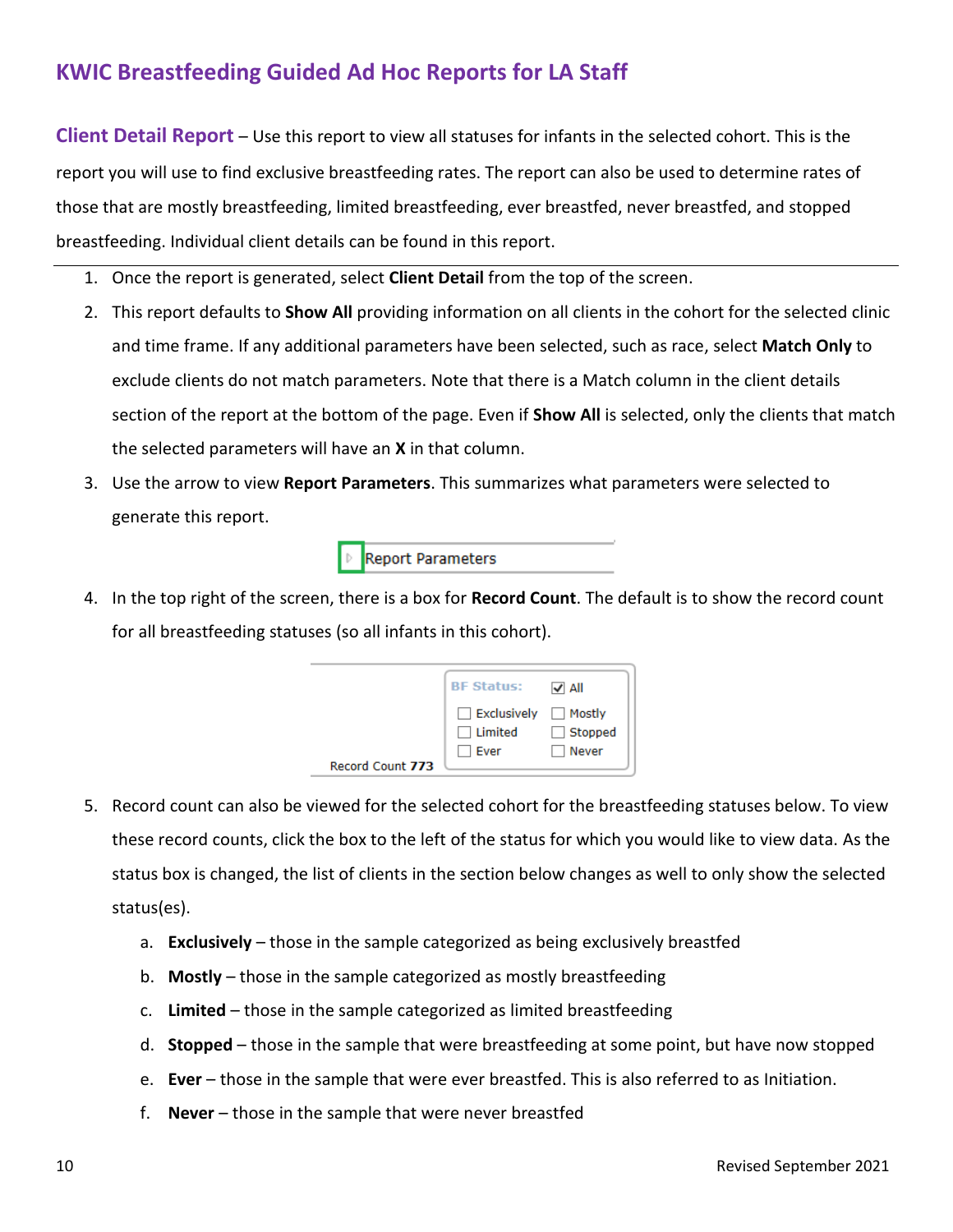## KWIC Breastfeeding Guided Ad Hoc Reports for LA Staff

**Client Detail Report** – Use this report to view all statuses for infants in the selected cohort. This is the report you will use to find exclusive breastfeeding rates. The report can also be used to determine rates of those that are mostly breastfeeding, limited breastfeeding, ever breastfed, never breastfed, and stopped breastfeeding. Individual client details can be found in this report.

---

1. Once the report is generated, select **Client Detail** from the top of the screen.
2. This report defaults to **Show All** providing information on all clients in the cohort for the selected clinic and time frame. If any additional parameters have been selected, such as race, select **Match Only** to exclude clients do not match parameters. Note that there is a Match column in the client details section of the report at the bottom of the page. Even if **Show All** is selected, only the clients that match the selected parameters will have an **X** in that column.
3. Use the arrow to view **Report Parameters**. This summarizes what parameters were selected to generate this report.
4. In the top right of the screen, there is a box for **Record Count**. The default is to show the record count for all breastfeeding statuses (so all infants in this cohort).
5. Record count can also be viewed for the selected cohort for the breastfeeding statuses below. To view these record counts, click the box to the left of the status for which you would like to view data. As the status box is changed, the list of clients in the section below changes as well to only show the selected status(es).
   a. **Exclusively** – those in the sample categorized as being exclusively breastfed
   b. **Mostly** – those in the sample categorized as mostly breastfeeding
   c. **Limited** – those in the sample categorized as limited breastfeeding
   d. **Stopped** – those in the sample that were breastfeeding at some point, but have now stopped
   e. **Ever** – those in the sample that were ever breastfed. This is also referred to as Initiation.
   f. **Never** – those in the sample that were never breastfed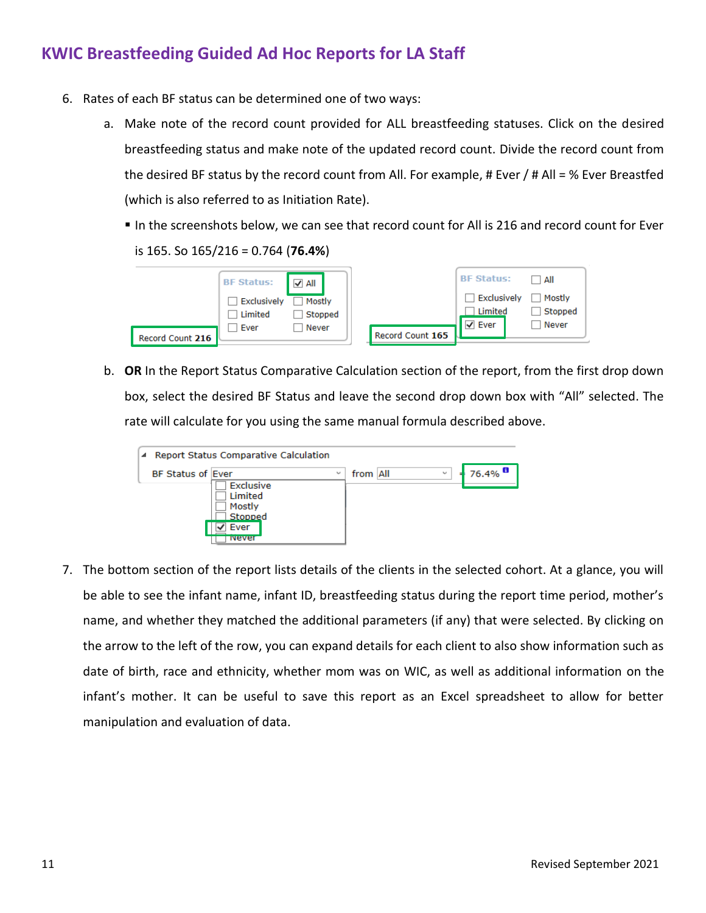6. Rates of each BF status can be determined one of two ways:
   a. Make note of the record count provided for ALL breastfeeding statuses. Click on the desired breastfeeding status and make note of the updated record count. Divide the record count from the desired BF status by the record count from All. For example, # Ever / # All = % Ever Breastfed (which is also referred to as Initiation Rate).
      - In the screenshots below, we can see that record count for All is 216 and record count for Ever is 165. So 165/216 = 0.764 (**76.4%**)

   b. **OR** In the Report Status Comparative Calculation section of the report, from the first drop down box, select the desired BF Status and leave the second drop down box with "All" selected. The rate will calculate for you using the same manual formula described above.

7. The bottom section of the report lists details of the clients in the selected cohort. At a glance, you will be able to see the infant name, infant ID, breastfeeding status during the report time period, mother's name, and whether they matched the additional parameters (if any) that were selected. By clicking on the arrow to the left of the row, you can expand details for each client to also show information such as date of birth, race and ethnicity, whether mom was on WIC, as well as additional information on the infant's mother. It can be useful to save this report as an Excel spreadsheet to allow for better manipulation and evaluation of data.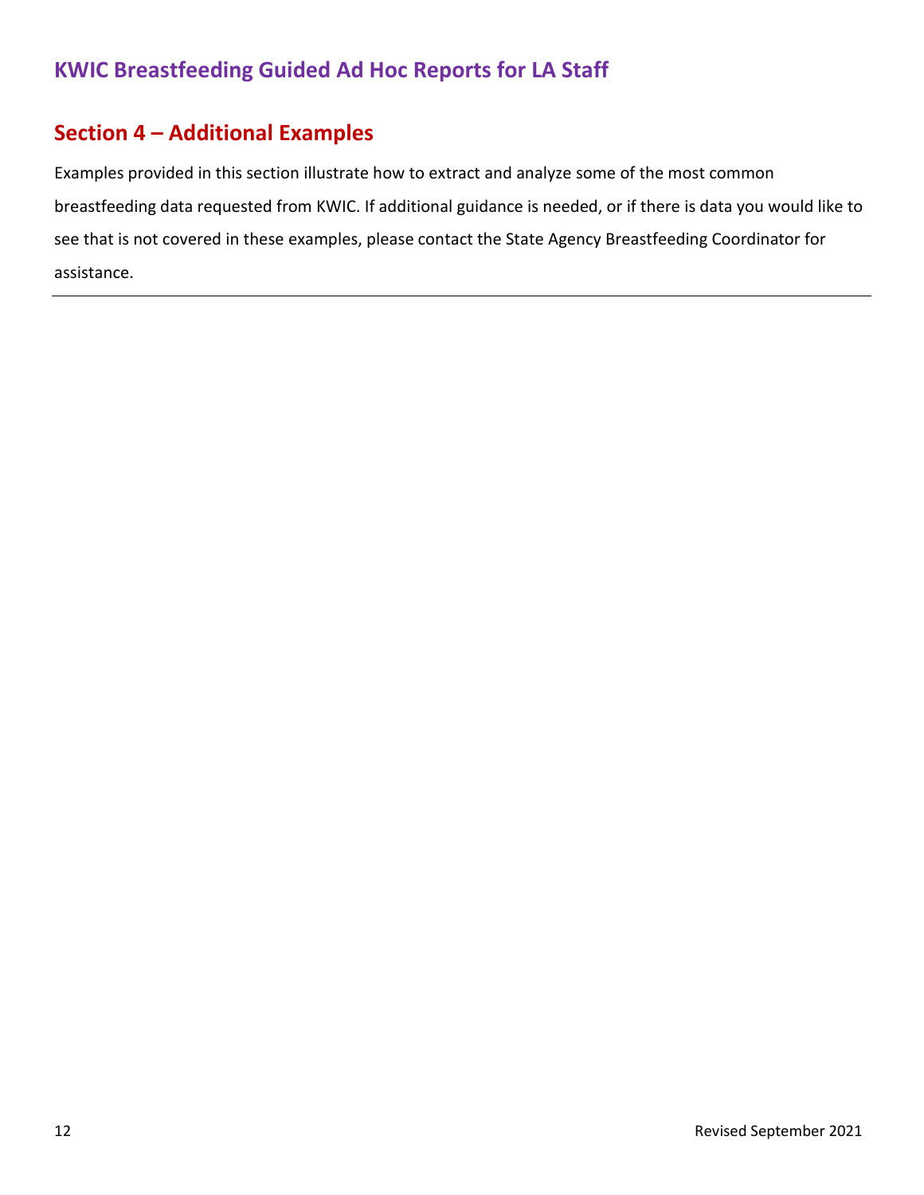## Section 4 – Additional Examples

Examples provided in this section illustrate how to extract and analyze some of the most common breastfeeding data requested from KWIC. If additional guidance is needed, or if there is data you would like to see that is not covered in these examples, please contact the State Agency Breastfeeding Coordinator for assistance.

---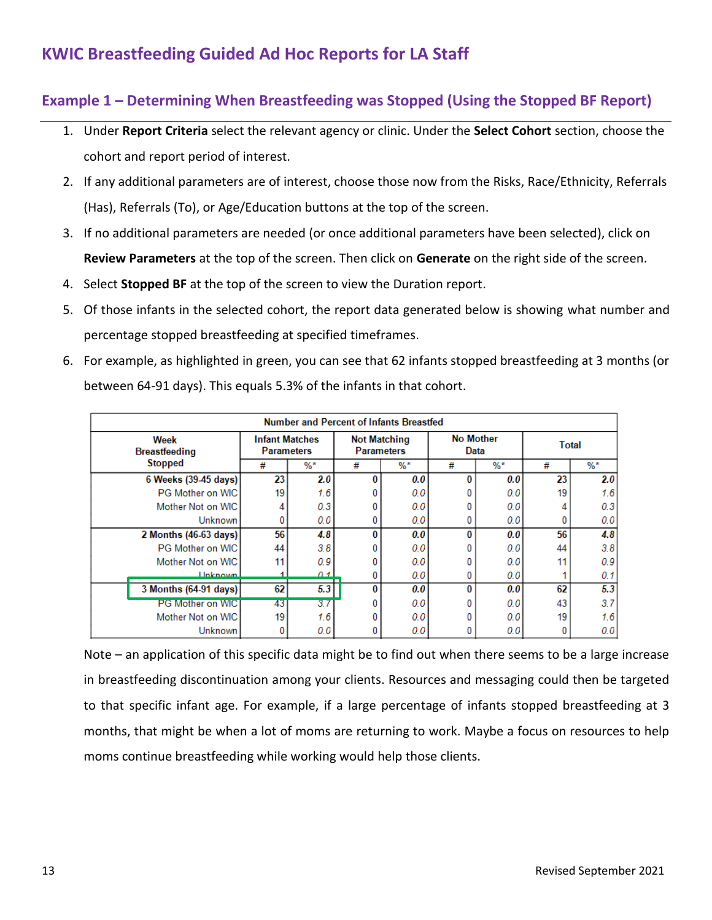## KWIC Breastfeeding Guided Ad Hoc Reports for LA Staff

### Example 1 – Determining When Breastfeeding was Stopped (Using the Stopped BF Report)

1. Under **Report Criteria** select the relevant agency or clinic. Under the **Select Cohort** section, choose the cohort and report period of interest.
2. If any additional parameters are of interest, choose those now from the Risks, Race/Ethnicity, Referrals (Has), Referrals (To), or Age/Education buttons at the top of the screen.
3. If no additional parameters are needed (or once additional parameters have been selected), click on **Review Parameters** at the top of the screen. Then click on **Generate** on the right side of the screen.
4. Select **Stopped BF** at the top of the screen to view the Duration report.
5. Of those infants in the selected cohort, the report data generated below is showing what number and percentage stopped breastfeeding at specified timeframes.
6. For example, as highlighted in green, you can see that 62 infants stopped breastfeeding at 3 months (or between 64-91 days). This equals 5.3% of the infants in that cohort.

| Number and Percent of Infants Breastfed | | | | | | | | |
|---|---|---|---|---|---|---|---|---|
| Week Breastfeeding Stopped | Infant Matches Parameters | | Not Matching Parameters | | No Mother Data | | Total | |
| | # | %* | # | %* | # | %* | # | %* |
| **6 Weeks (39-45 days)** | **23** | **2.0** | **0** | **0.0** | **0** | **0.0** | **23** | **2.0** |
| PG Mother on WIC | 19 | 1.6 | 0 | 0.0 | 0 | 0.0 | 19 | 1.6 |
| Mother Not on WIC | 4 | 0.3 | 0 | 0.0 | 0 | 0.0 | 4 | 0.3 |
| Unknown | 0 | 0.0 | 0 | 0.0 | 0 | 0.0 | 0 | 0.0 |
| **2 Months (46-63 days)** | **56** | **4.8** | **0** | **0.0** | **0** | **0.0** | **56** | **4.8** |
| PG Mother on WIC | 44 | 3.8 | 0 | 0.0 | 0 | 0.0 | 44 | 3.8 |
| Mother Not on WIC | 11 | 0.9 | 0 | 0.0 | 0 | 0.0 | 11 | 0.9 |
| Unknown | 1 | 0.1 | 0 | 0.0 | 0 | 0.0 | 1 | 0.1 |
| **3 Months (64-91 days)** | **62** | **5.3** | **0** | **0.0** | **0** | **0.0** | **62** | **5.3** |
| PG Mother on WIC | 43 | 3.7 | 0 | 0.0 | 0 | 0.0 | 43 | 3.7 |
| Mother Not on WIC | 19 | 1.6 | 0 | 0.0 | 0 | 0.0 | 19 | 1.6 |
| Unknown | 0 | 0.0 | 0 | 0.0 | 0 | 0.0 | 0 | 0.0 |

Note – an application of this specific data might be to find out when there seems to be a large increase in breastfeeding discontinuation among your clients. Resources and messaging could then be targeted to that specific infant age. For example, if a large percentage of infants stopped breastfeeding at 3 months, that might be when a lot of moms are returning to work. Maybe a focus on resources to help moms continue breastfeeding while working would help those clients.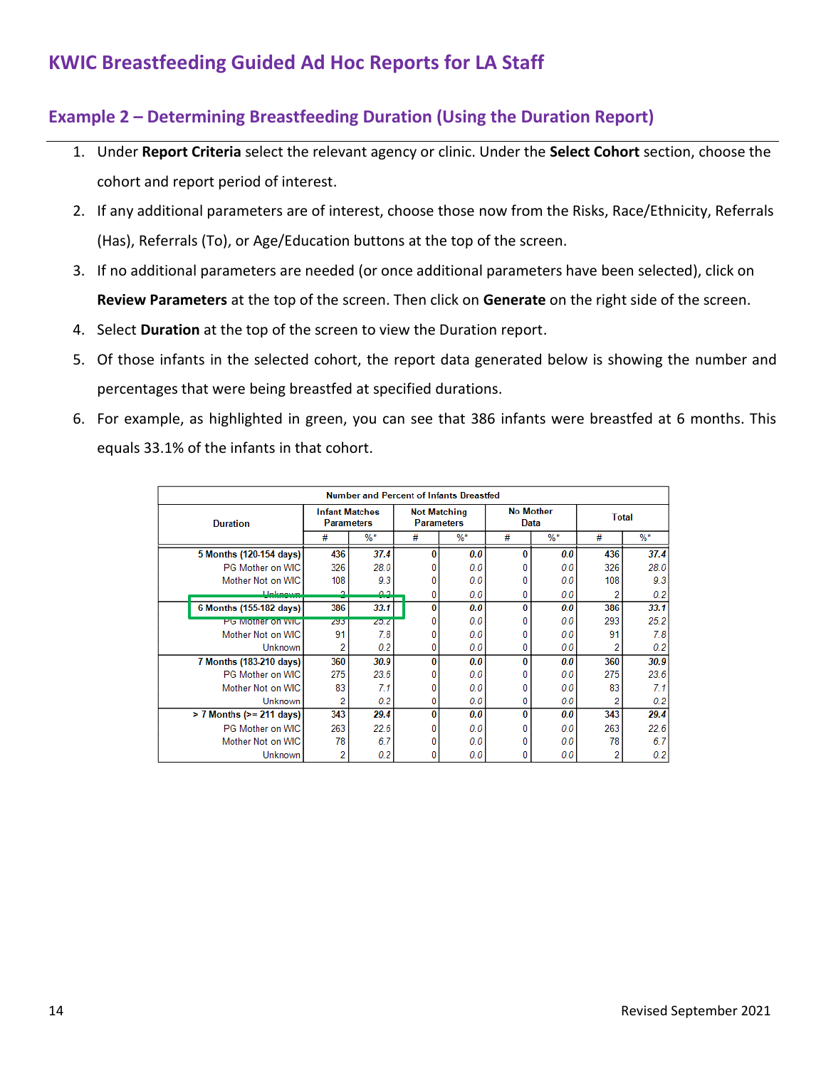# KWIC Breastfeeding Guided Ad Hoc Reports for LA Staff

## Example 2 – Determining Breastfeeding Duration (Using the Duration Report)

1. Under **Report Criteria** select the relevant agency or clinic. Under the **Select Cohort** section, choose the cohort and report period of interest.
2. If any additional parameters are of interest, choose those now from the Risks, Race/Ethnicity, Referrals (Has), Referrals (To), or Age/Education buttons at the top of the screen.
3. If no additional parameters are needed (or once additional parameters have been selected), click on **Review Parameters** at the top of the screen. Then click on **Generate** on the right side of the screen.
4. Select **Duration** at the top of the screen to view the Duration report.
5. Of those infants in the selected cohort, the report data generated below is showing the number and percentages that were being breastfed at specified durations.
6. For example, as highlighted in green, you can see that 386 infants were breastfed at 6 months. This equals 33.1% of the infants in that cohort.

| Number and Percent of Infants Breastfed | | | | | | | | |
|---|---|---|---|---|---|---|---|---|
| Duration | Infant Matches Parameters | | Not Matching Parameters | | No Mother Data | | Total | |
| | # | %* | # | %* | # | %* | # | %* |
| **5 Months (120-154 days)** | **436** | ***37.4*** | **0** | ***0.0*** | **0** | ***0.0*** | **436** | ***37.4*** |
| PG Mother on WIC | 326 | 28.0 | 0 | 0.0 | 0 | 0.0 | 326 | 28.0 |
| Mother Not on WIC | 108 | 9.3 | 0 | 0.0 | 0 | 0.0 | 108 | 9.3 |
| Unknown | 2 | 0.2 | 0 | 0.0 | 0 | 0.0 | 2 | 0.2 |
| **6 Months (155-182 days)** | **386** | ***33.1*** | **0** | ***0.0*** | **0** | ***0.0*** | **386** | ***33.1*** |
| PG Mother on WIC | 293 | 25.2 | 0 | 0.0 | 0 | 0.0 | 293 | 25.2 |
| Mother Not on WIC | 91 | 7.8 | 0 | 0.0 | 0 | 0.0 | 91 | 7.8 |
| Unknown | 2 | 0.2 | 0 | 0.0 | 0 | 0.0 | 2 | 0.2 |
| **7 Months (183-210 days)** | **360** | ***30.9*** | **0** | ***0.0*** | **0** | ***0.0*** | **360** | ***30.9*** |
| PG Mother on WIC | 275 | 23.6 | 0 | 0.0 | 0 | 0.0 | 275 | 23.6 |
| Mother Not on WIC | 83 | 7.1 | 0 | 0.0 | 0 | 0.0 | 83 | 7.1 |
| Unknown | 2 | 0.2 | 0 | 0.0 | 0 | 0.0 | 2 | 0.2 |
| **> 7 Months (>= 211 days)** | **343** | ***29.4*** | **0** | ***0.0*** | **0** | ***0.0*** | **343** | ***29.4*** |
| PG Mother on WIC | 263 | 22.6 | 0 | 0.0 | 0 | 0.0 | 263 | 22.6 |
| Mother Not on WIC | 78 | 6.7 | 0 | 0.0 | 0 | 0.0 | 78 | 6.7 |
| Unknown | 2 | 0.2 | 0 | 0.0 | 0 | 0.0 | 2 | 0.2 |

Revised September 2021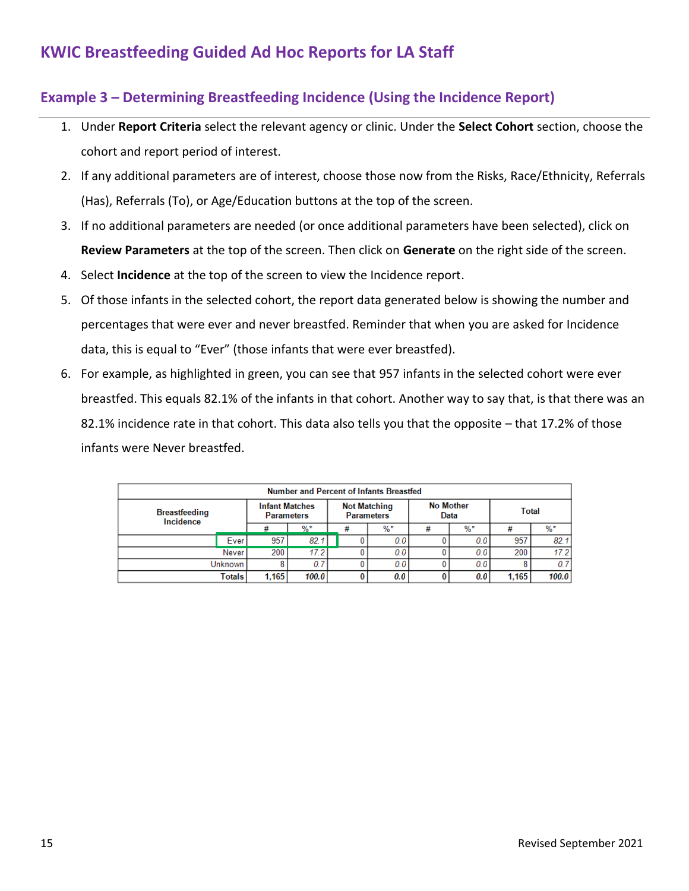## KWIC Breastfeeding Guided Ad Hoc Reports for LA Staff

### Example 3 – Determining Breastfeeding Incidence (Using the Incidence Report)

1. Under **Report Criteria** select the relevant agency or clinic. Under the **Select Cohort** section, choose the cohort and report period of interest.
2. If any additional parameters are of interest, choose those now from the Risks, Race/Ethnicity, Referrals (Has), Referrals (To), or Age/Education buttons at the top of the screen.
3. If no additional parameters are needed (or once additional parameters have been selected), click on **Review Parameters** at the top of the screen. Then click on **Generate** on the right side of the screen.
4. Select **Incidence** at the top of the screen to view the Incidence report.
5. Of those infants in the selected cohort, the report data generated below is showing the number and percentages that were ever and never breastfed. Reminder that when you are asked for Incidence data, this is equal to "Ever" (those infants that were ever breastfed).
6. For example, as highlighted in green, you can see that 957 infants in the selected cohort were ever breastfed. This equals 82.1% of the infants in that cohort. Another way to say that, is that there was an 82.1% incidence rate in that cohort. This data also tells you that the opposite – that 17.2% of those infants were Never breastfed.

| Number and Percent of Infants Breastfed | | | | | | | | |
|---|---|---|---|---|---|---|---|---|
| Breastfeeding Incidence | Infant Matches Parameters | | Not Matching Parameters | | No Mother Data | | Total | |
| | # | %* | # | %* | # | %* | # | %* |
| Ever | 957 | 82.1 | 0 | 0.0 | 0 | 0.0 | 957 | 82.1 |
| Never | 200 | 17.2 | 0 | 0.0 | 0 | 0.0 | 200 | 17.2 |
| Unknown | 8 | 0.7 | 0 | 0.0 | 0 | 0.0 | 8 | 0.7 |
| **Totals** | **1,165** | **100.0** | **0** | **0.0** | **0** | **0.0** | **1,165** | **100.0** |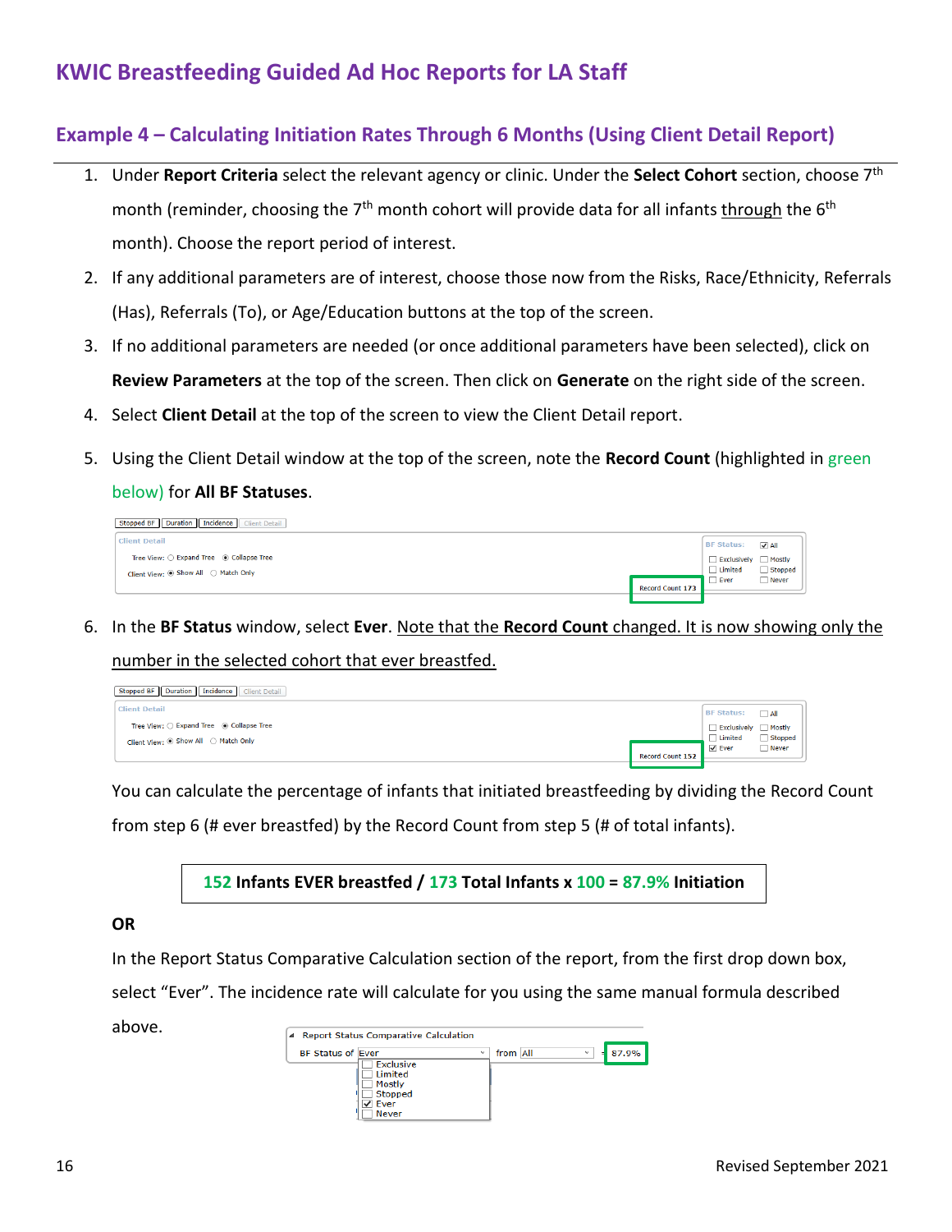# KWIC Breastfeeding Guided Ad Hoc Reports for LA Staff

## Example 4 – Calculating Initiation Rates Through 6 Months (Using Client Detail Report)

1. Under **Report Criteria** select the relevant agency or clinic. Under the **Select Cohort** section, choose 7th month (reminder, choosing the 7th month cohort will provide data for all infants through the 6th month). Choose the report period of interest.
2. If any additional parameters are of interest, choose those now from the Risks, Race/Ethnicity, Referrals (Has), Referrals (To), or Age/Education buttons at the top of the screen.
3. If no additional parameters are needed (or once additional parameters have been selected), click on **Review Parameters** at the top of the screen. Then click on **Generate** on the right side of the screen.
4. Select **Client Detail** at the top of the screen to view the Client Detail report.
5. Using the Client Detail window at the top of the screen, note the **Record Count** (highlighted in green below) for **All BF Statuses**.

   Stopped BF | Duration | Incidence | Client Detail

   Client Detail
   Tree View: ○ Expand Tree ◉ Collapse Tree
   Client View: ◉ Show All ○ Match Only
   Record Count 173
   BF Status: ☑ All ☐ Exclusively ☐ Mostly ☐ Limited ☐ Stopped ☐ Ever ☐ Never

6. In the **BF Status** window, select **Ever**. Note that the **Record Count** changed. It is now showing only the number in the selected cohort that ever breastfed.

   Stopped BF | Duration | Incidence | Client Detail

   Client Detail
   Tree View: ○ Expand Tree ◉ Collapse Tree
   Client View: ◉ Show All ○ Match Only
   Record Count 152
   BF Status: ☐ All ☐ Exclusively ☐ Mostly ☐ Limited ☐ Stopped ☑ Ever ☐ Never

   You can calculate the percentage of infants that initiated breastfeeding by dividing the Record Count from step 6 (# ever breastfed) by the Record Count from step 5 (# of total infants).

   **152 Infants EVER breastfed / 173 Total Infants x 100 = 87.9% Initiation**

   **OR**

   In the Report Status Comparative Calculation section of the report, from the first drop down box, select "Ever". The incidence rate will calculate for you using the same manual formula described above.

   Report Status Comparative Calculation
   BF Status of Ever from All = 87.9%
   ☐ Exclusive ☐ Limited ☐ Mostly ☐ Stopped ☑ Ever ☐ Never

Revised September 2021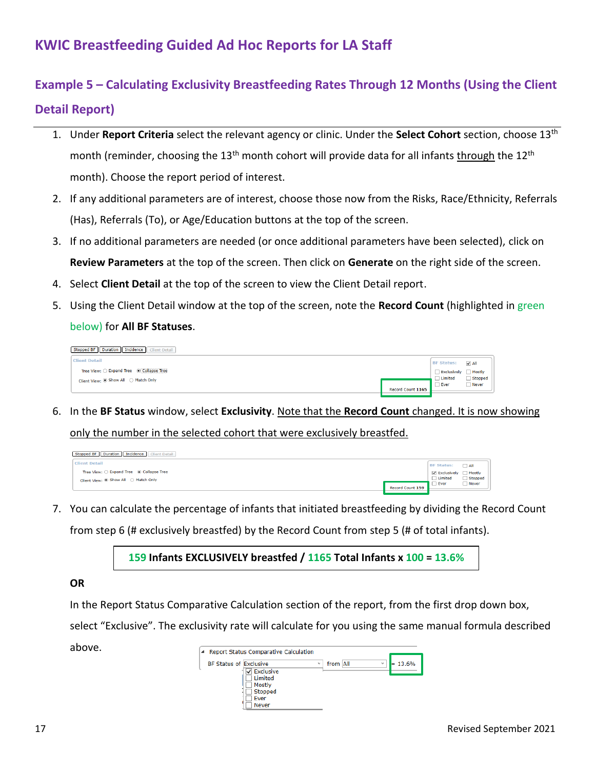# KWIC Breastfeeding Guided Ad Hoc Reports for LA Staff

## Example 5 – Calculating Exclusivity Breastfeeding Rates Through 12 Months (Using the Client Detail Report)

1. Under **Report Criteria** select the relevant agency or clinic. Under the **Select Cohort** section, choose 13th month (reminder, choosing the 13th month cohort will provide data for all infants through the 12th month). Choose the report period of interest.
2. If any additional parameters are of interest, choose those now from the Risks, Race/Ethnicity, Referrals (Has), Referrals (To), or Age/Education buttons at the top of the screen.
3. If no additional parameters are needed (or once additional parameters have been selected), click on **Review Parameters** at the top of the screen. Then click on **Generate** on the right side of the screen.
4. Select **Client Detail** at the top of the screen to view the Client Detail report.
5. Using the Client Detail window at the top of the screen, note the **Record Count** (highlighted in green below) for **All BF Statuses**.

   Stopped BF | Duration | Incidence | Client Detail

   Client Detail

   Tree View: Expand Tree / Collapse Tree

   Client View: Show All / Match Only

   BF Status: All; Exclusively; Mostly; Limited; Stopped; Ever; Never

   Record Count 1165

6. In the **BF Status** window, select **Exclusivity**. Note that the **Record Count** changed. It is now showing only the number in the selected cohort that were exclusively breastfed.

   Stopped BF | Duration | Incidence | Client Detail

   Client Detail

   Tree View: Expand Tree / Collapse Tree

   Client View: Show All / Match Only

   BF Status: All; Exclusively; Mostly; Limited; Stopped; Ever; Never

   Record Count 159

7. You can calculate the percentage of infants that initiated breastfeeding by dividing the Record Count from step 6 (# exclusively breastfed) by the Record Count from step 5 (# of total infants).

   **159 Infants EXCLUSIVELY breastfed / 1165 Total Infants x 100 = 13.6%**

   **OR**

   In the Report Status Comparative Calculation section of the report, from the first drop down box, select "Exclusive". The exclusivity rate will calculate for you using the same manual formula described above.

   Report Status Comparative Calculation

   BF Status of Exclusive from All = 13.6%

   Exclusive; Limited; Mostly; Stopped; Ever; Never